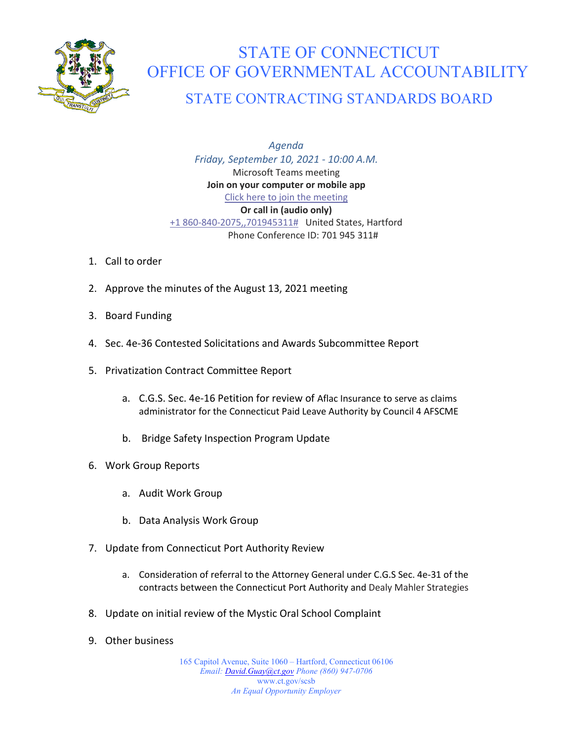# STATE OF CONNECTICUT
# OFFICE OF GOVERNMENTAL ACCOUNTABILITY
## STATE CONTRACTING STANDARDS BOARD

*Agenda*
*Friday, September 10, 2021 - 10:00 A.M.*
Microsoft Teams meeting
**Join on your computer or mobile app**
Click here to join the meeting
**Or call in (audio only)**
+1 860-840-2075,,701945311# United States, Hartford
Phone Conference ID: 701 945 311#

1. Call to order
2. Approve the minutes of the August 13, 2021 meeting
3. Board Funding
4. Sec. 4e-36 Contested Solicitations and Awards Subcommittee Report
5. Privatization Contract Committee Report
    a. C.G.S. Sec. 4e-16 Petition for review of Aflac Insurance to serve as claims administrator for the Connecticut Paid Leave Authority by Council 4 AFSCME
    b. Bridge Safety Inspection Program Update
6. Work Group Reports
    a. Audit Work Group
    b. Data Analysis Work Group
7. Update from Connecticut Port Authority Review
    a. Consideration of referral to the Attorney General under C.G.S Sec. 4e-31 of the contracts between the Connecticut Port Authority and Dealy Mahler Strategies
8. Update on initial review of the Mystic Oral School Complaint
9. Other business

165 Capitol Avenue, Suite 1060 – Hartford, Connecticut 06106
*Email: David.Guay@ct.gov Phone (860) 947-0706*
www.ct.gov/scsb
*An Equal Opportunity Employer*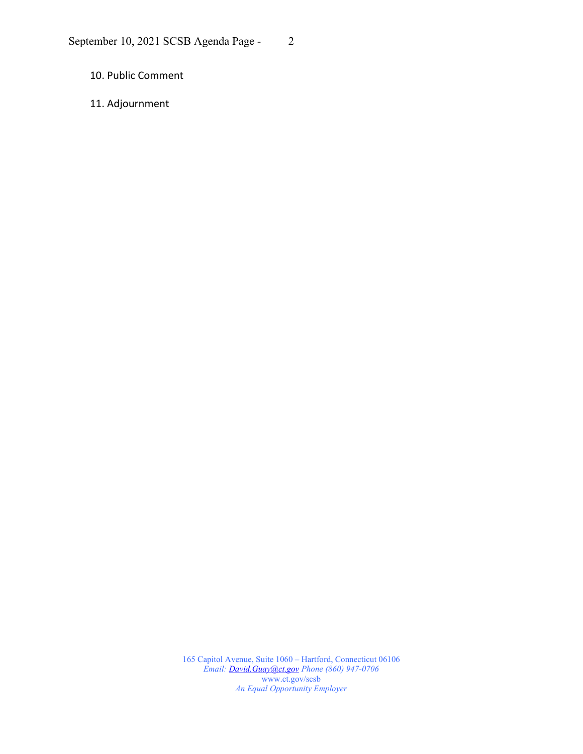10. Public Comment

11. Adjournment